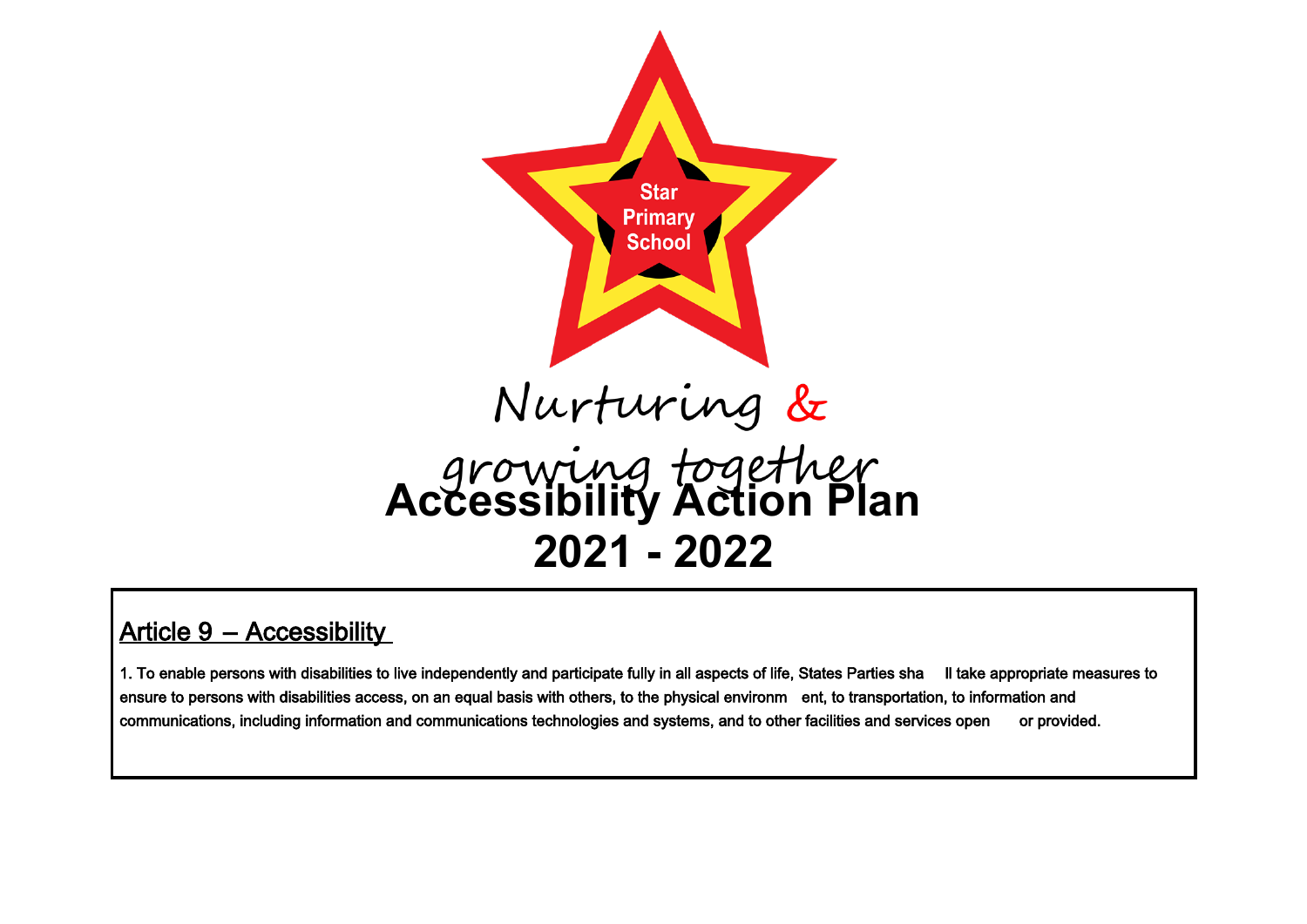Star Primary School

Nurturing & growing together

# Accessibility Action Plan 2021 - 2022

## Article 9 – Accessibility

1. To enable persons with disabilities to live independently and participate fully in all aspects of life, States Parties shall take appropriate measures to ensure to persons with disabilities access, on an equal basis with others, to the physical environment, to transportation, to information and communications, including information and communications technologies and systems, and to other facilities and services open or provided.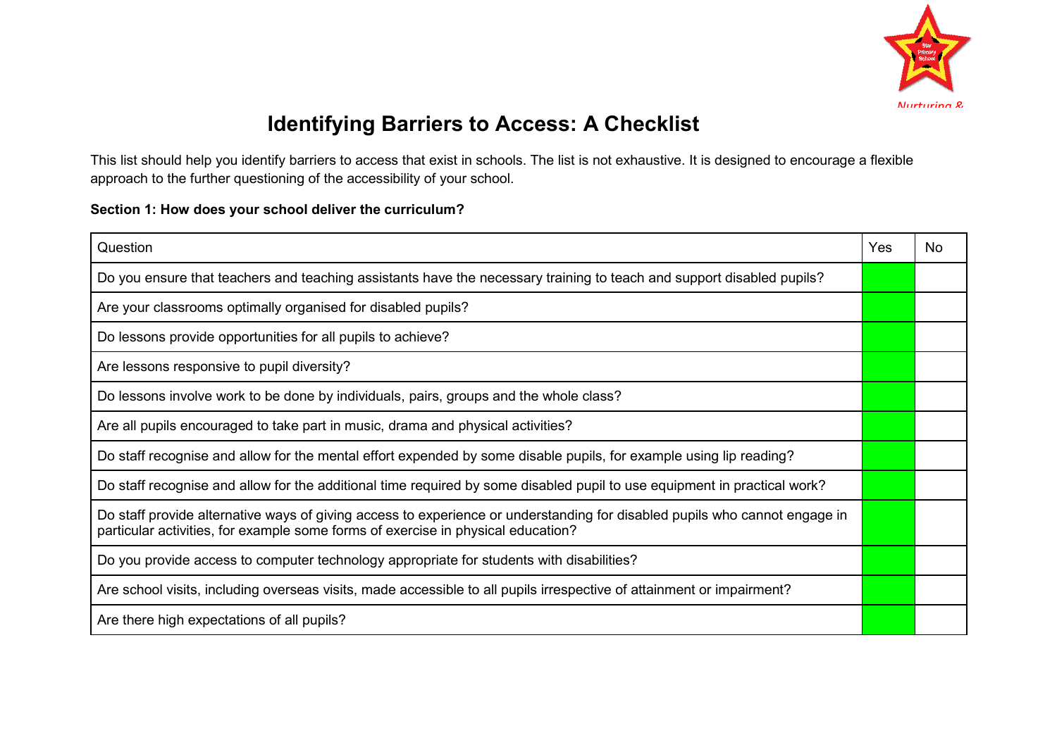# Identifying Barriers to Access: A Checklist

This list should help you identify barriers to access that exist in schools. The list is not exhaustive. It is designed to encourage a flexible approach to the further questioning of the accessibility of your school.

**Section 1: How does your school deliver the curriculum?**

| Question | Yes | No |
|---|---|---|
| Do you ensure that teachers and teaching assistants have the necessary training to teach and support disabled pupils? | | |
| Are your classrooms optimally organised for disabled pupils? | | |
| Do lessons provide opportunities for all pupils to achieve? | | |
| Are lessons responsive to pupil diversity? | | |
| Do lessons involve work to be done by individuals, pairs, groups and the whole class? | | |
| Are all pupils encouraged to take part in music, drama and physical activities? | | |
| Do staff recognise and allow for the mental effort expended by some disable pupils, for example using lip reading? | | |
| Do staff recognise and allow for the additional time required by some disabled pupil to use equipment in practical work? | | |
| Do staff provide alternative ways of giving access to experience or understanding for disabled pupils who cannot engage in particular activities, for example some forms of exercise in physical education? | | |
| Do you provide access to computer technology appropriate for students with disabilities? | | |
| Are school visits, including overseas visits, made accessible to all pupils irrespective of attainment or impairment? | | |
| Are there high expectations of all pupils? | | |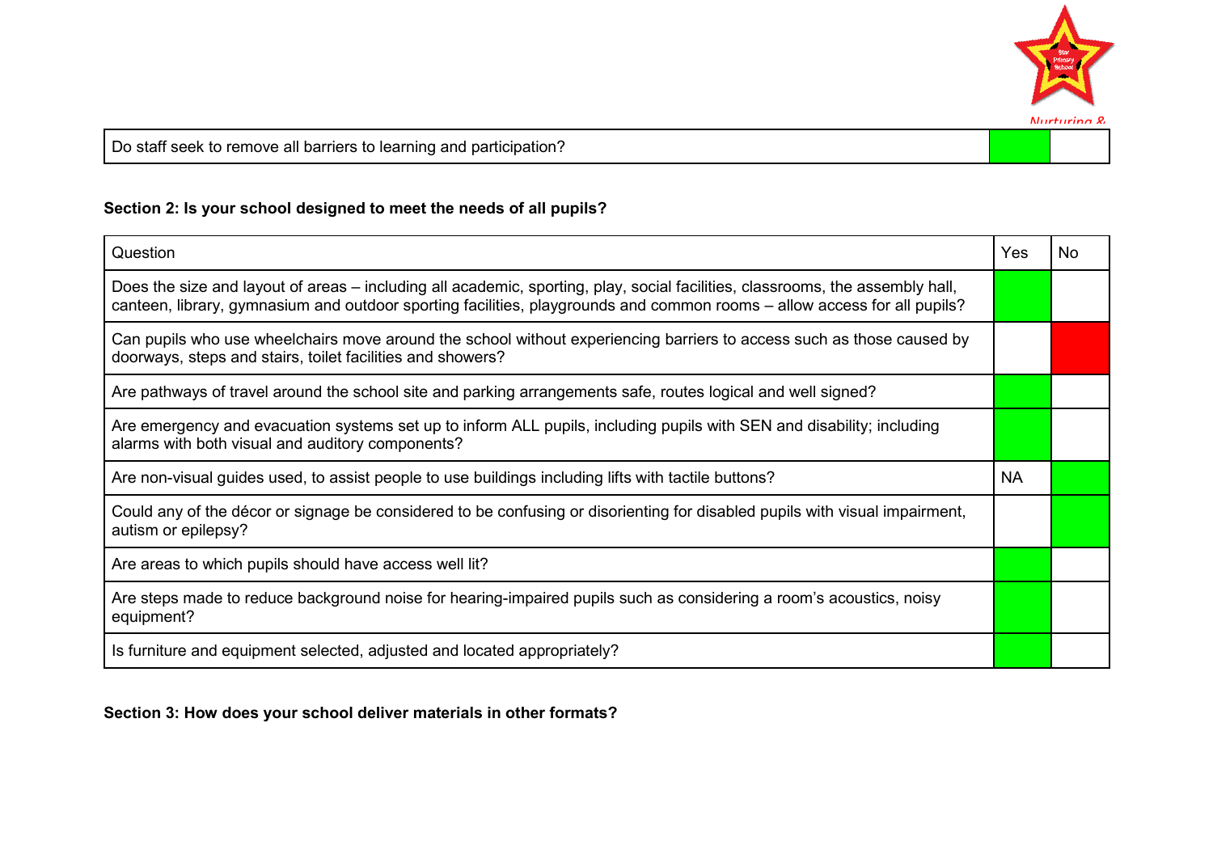| Do staff seek to remove all barriers to learning and participation? | | |
|---|---|---|

**Section 2: Is your school designed to meet the needs of all pupils?**

| Question | Yes | No |
|---|---|---|
| Does the size and layout of areas – including all academic, sporting, play, social facilities, classrooms, the assembly hall, canteen, library, gymnasium and outdoor sporting facilities, playgrounds and common rooms – allow access for all pupils? | | |
| Can pupils who use wheelchairs move around the school without experiencing barriers to access such as those caused by doorways, steps and stairs, toilet facilities and showers? | | |
| Are pathways of travel around the school site and parking arrangements safe, routes logical and well signed? | | |
| Are emergency and evacuation systems set up to inform ALL pupils, including pupils with SEN and disability; including alarms with both visual and auditory components? | | |
| Are non-visual guides used, to assist people to use buildings including lifts with tactile buttons? | NA | |
| Could any of the décor or signage be considered to be confusing or disorienting for disabled pupils with visual impairment, autism or epilepsy? | | |
| Are areas to which pupils should have access well lit? | | |
| Are steps made to reduce background noise for hearing-impaired pupils such as considering a room's acoustics, noisy equipment? | | |
| Is furniture and equipment selected, adjusted and located appropriately? | | |

**Section 3: How does your school deliver materials in other formats?**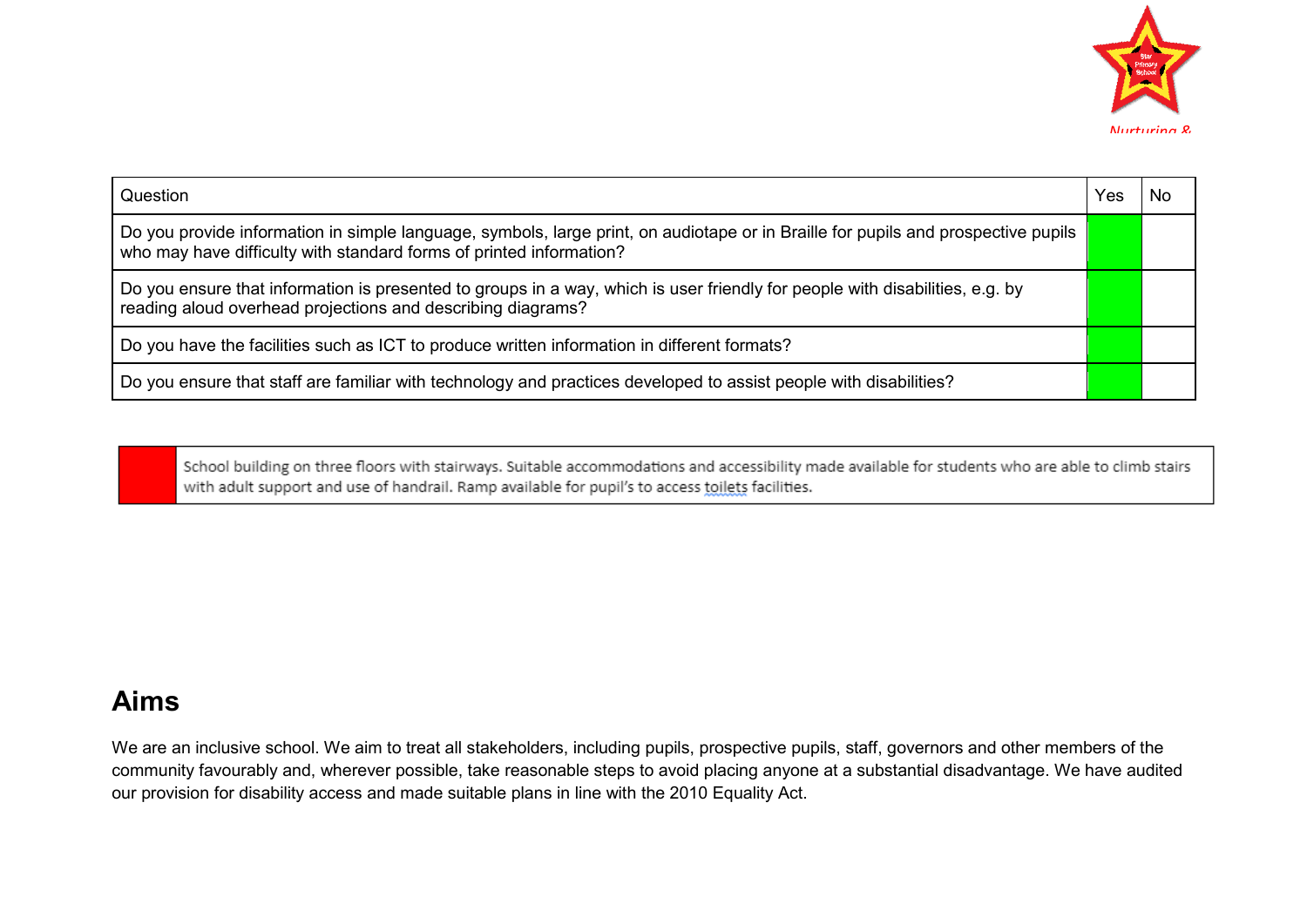| Question | Yes | No |
| --- | --- | --- |
| Do you provide information in simple language, symbols, large print, on audiotape or in Braille for pupils and prospective pupils who may have difficulty with standard forms of printed information? | | |
| Do you ensure that information is presented to groups in a way, which is user friendly for people with disabilities, e.g. by reading aloud overhead projections and describing diagrams? | | |
| Do you have the facilities such as ICT to produce written information in different formats? | | |
| Do you ensure that staff are familiar with technology and practices developed to assist people with disabilities? | | |

| | |
| --- | --- |
| | School building on three floors with stairways. Suitable accommodations and accessibility made available for students who are able to climb stairs with adult support and use of handrail. Ramp available for pupil's to access toilets facilities. |

## Aims

We are an inclusive school. We aim to treat all stakeholders, including pupils, prospective pupils, staff, governors and other members of the community favourably and, wherever possible, take reasonable steps to avoid placing anyone at a substantial disadvantage. We have audited our provision for disability access and made suitable plans in line with the 2010 Equality Act.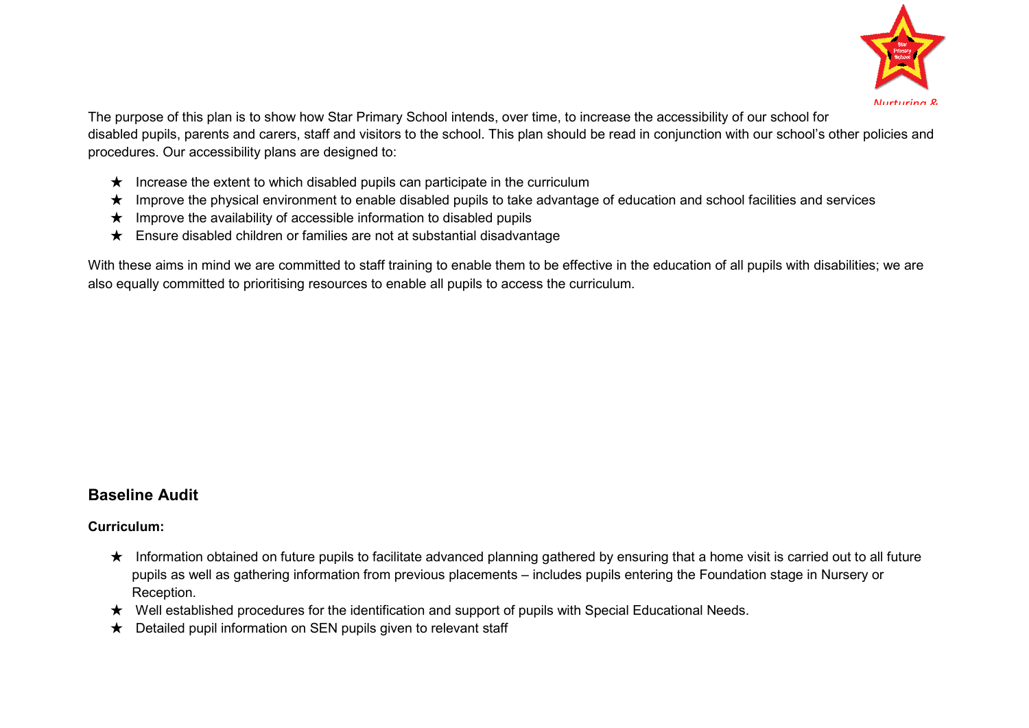The purpose of this plan is to show how Star Primary School intends, over time, to increase the accessibility of our school for disabled pupils, parents and carers, staff and visitors to the school. This plan should be read in conjunction with our school's other policies and procedures. Our accessibility plans are designed to:

★ Increase the extent to which disabled pupils can participate in the curriculum
★ Improve the physical environment to enable disabled pupils to take advantage of education and school facilities and services
★ Improve the availability of accessible information to disabled pupils
★ Ensure disabled children or families are not at substantial disadvantage

With these aims in mind we are committed to staff training to enable them to be effective in the education of all pupils with disabilities; we are also equally committed to prioritising resources to enable all pupils to access the curriculum.

## Baseline Audit

**Curriculum:**

★ Information obtained on future pupils to facilitate advanced planning gathered by ensuring that a home visit is carried out to all future pupils as well as gathering information from previous placements – includes pupils entering the Foundation stage in Nursery or Reception.
★ Well established procedures for the identification and support of pupils with Special Educational Needs.
★ Detailed pupil information on SEN pupils given to relevant staff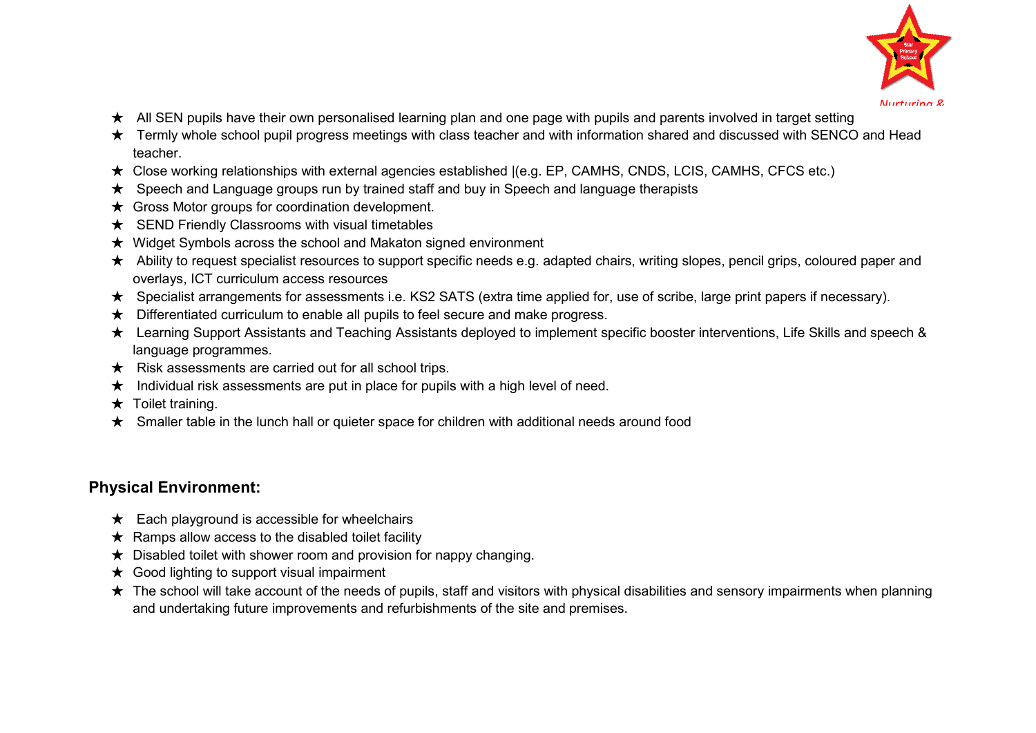- ★ All SEN pupils have their own personalised learning plan and one page with pupils and parents involved in target setting
- ★ Termly whole school pupil progress meetings with class teacher and with information shared and discussed with SENCO and Head teacher.
- ★ Close working relationships with external agencies established |(e.g. EP, CAMHS, CNDS, LCIS, CAMHS, CFCS etc.)
- ★ Speech and Language groups run by trained staff and buy in Speech and language therapists
- ★ Gross Motor groups for coordination development.
- ★ SEND Friendly Classrooms with visual timetables
- ★ Widget Symbols across the school and Makaton signed environment
- ★ Ability to request specialist resources to support specific needs e.g. adapted chairs, writing slopes, pencil grips, coloured paper and overlays, ICT curriculum access resources
- ★ Specialist arrangements for assessments i.e. KS2 SATS (extra time applied for, use of scribe, large print papers if necessary).
- ★ Differentiated curriculum to enable all pupils to feel secure and make progress.
- ★ Learning Support Assistants and Teaching Assistants deployed to implement specific booster interventions, Life Skills and speech & language programmes.
- ★ Risk assessments are carried out for all school trips.
- ★ Individual risk assessments are put in place for pupils with a high level of need.
- ★ Toilet training.
- ★ Smaller table in the lunch hall or quieter space for children with additional needs around food

## Physical Environment:

- ★ Each playground is accessible for wheelchairs
- ★ Ramps allow access to the disabled toilet facility
- ★ Disabled toilet with shower room and provision for nappy changing.
- ★ Good lighting to support visual impairment
- ★ The school will take account of the needs of pupils, staff and visitors with physical disabilities and sensory impairments when planning and undertaking future improvements and refurbishments of the site and premises.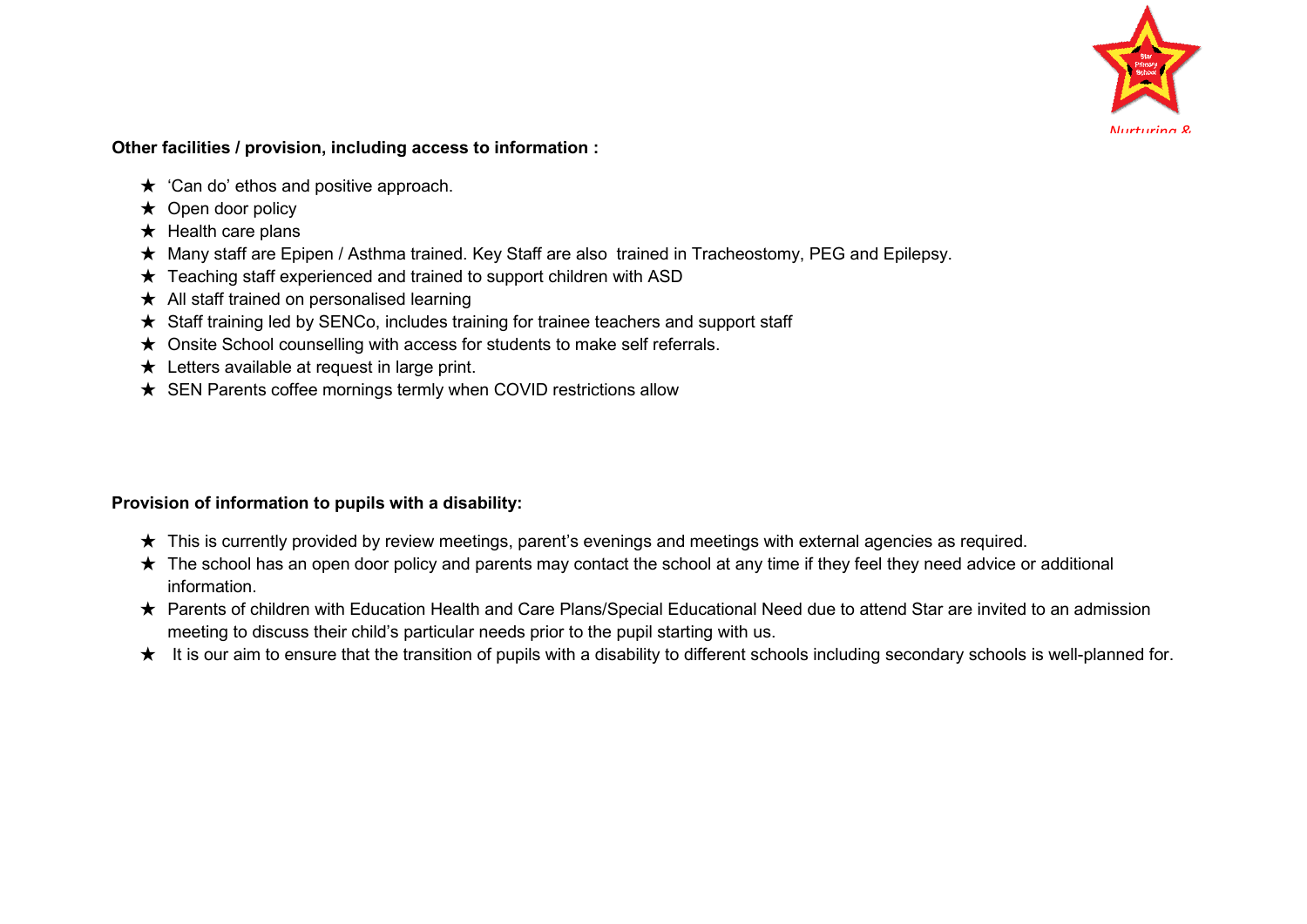**Other facilities / provision, including access to information :**

- 'Can do' ethos and positive approach.
- Open door policy
- Health care plans
- Many staff are Epipen / Asthma trained. Key Staff are also trained in Tracheostomy, PEG and Epilepsy.
- Teaching staff experienced and trained to support children with ASD
- All staff trained on personalised learning
- Staff training led by SENCo, includes training for trainee teachers and support staff
- Onsite School counselling with access for students to make self referrals.
- Letters available at request in large print.
- SEN Parents coffee mornings termly when COVID restrictions allow

**Provision of information to pupils with a disability:**

- This is currently provided by review meetings, parent's evenings and meetings with external agencies as required.
- The school has an open door policy and parents may contact the school at any time if they feel they need advice or additional information.
- Parents of children with Education Health and Care Plans/Special Educational Need due to attend Star are invited to an admission meeting to discuss their child's particular needs prior to the pupil starting with us.
- It is our aim to ensure that the transition of pupils with a disability to different schools including secondary schools is well-planned for.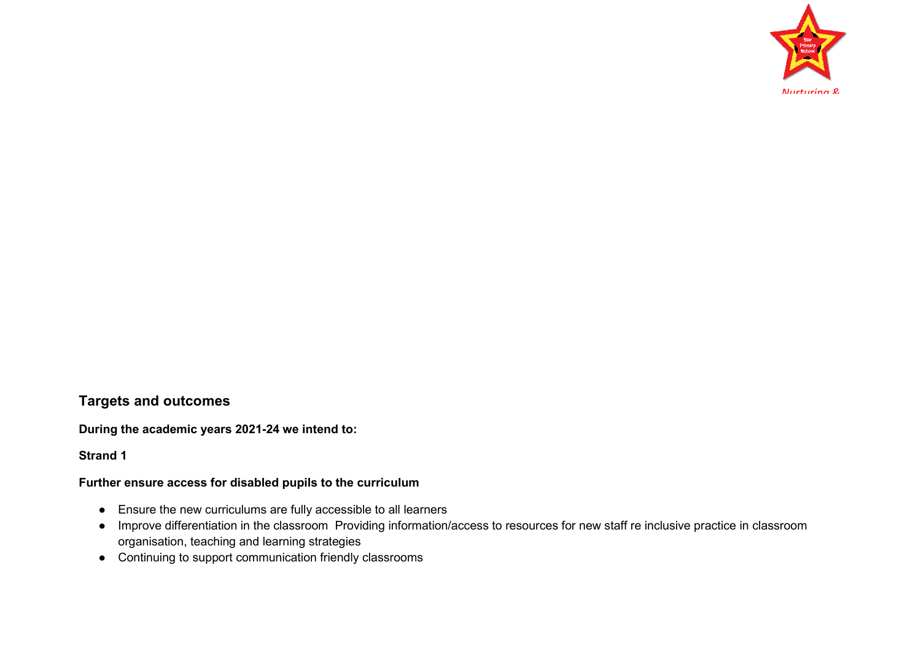## Targets and outcomes

**During the academic years 2021-24 we intend to:**

**Strand 1**

**Further ensure access for disabled pupils to the curriculum**

- Ensure the new curriculums are fully accessible to all learners
- Improve differentiation in the classroom  Providing information/access to resources for new staff re inclusive practice in classroom organisation, teaching and learning strategies
- Continuing to support communication friendly classrooms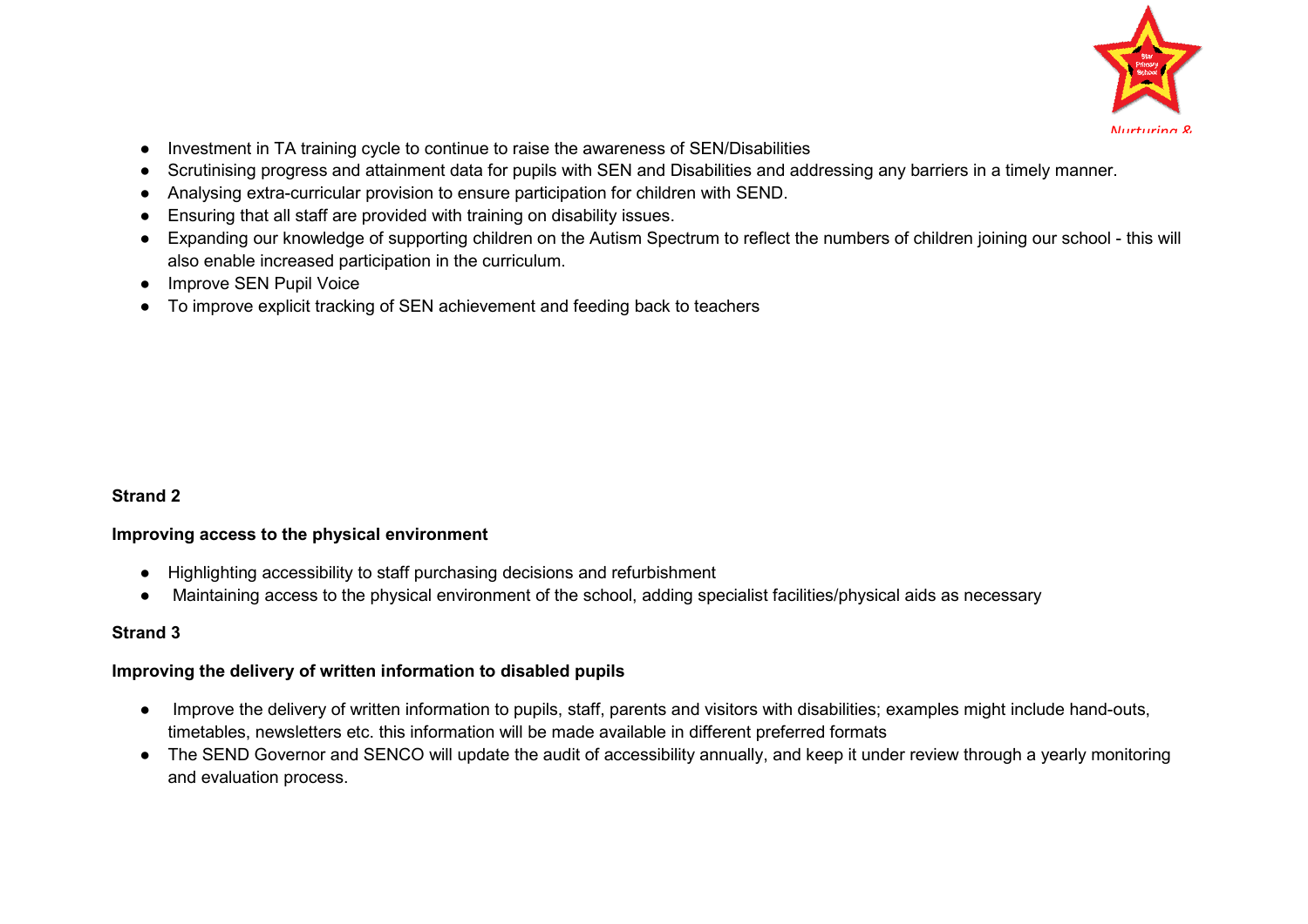- Investment in TA training cycle to continue to raise the awareness of SEN/Disabilities
- Scrutinising progress and attainment data for pupils with SEN and Disabilities and addressing any barriers in a timely manner.
- Analysing extra-curricular provision to ensure participation for children with SEND.
- Ensuring that all staff are provided with training on disability issues.
- Expanding our knowledge of supporting children on the Autism Spectrum to reflect the numbers of children joining our school - this will also enable increased participation in the curriculum.
- Improve SEN Pupil Voice
- To improve explicit tracking of SEN achievement and feeding back to teachers

**Strand 2**

**Improving access to the physical environment**

- Highlighting accessibility to staff purchasing decisions and refurbishment
- Maintaining access to the physical environment of the school, adding specialist facilities/physical aids as necessary

**Strand 3**

**Improving the delivery of written information to disabled pupils**

- Improve the delivery of written information to pupils, staff, parents and visitors with disabilities; examples might include hand-outs, timetables, newsletters etc. this information will be made available in different preferred formats
- The SEND Governor and SENCO will update the audit of accessibility annually, and keep it under review through a yearly monitoring and evaluation process.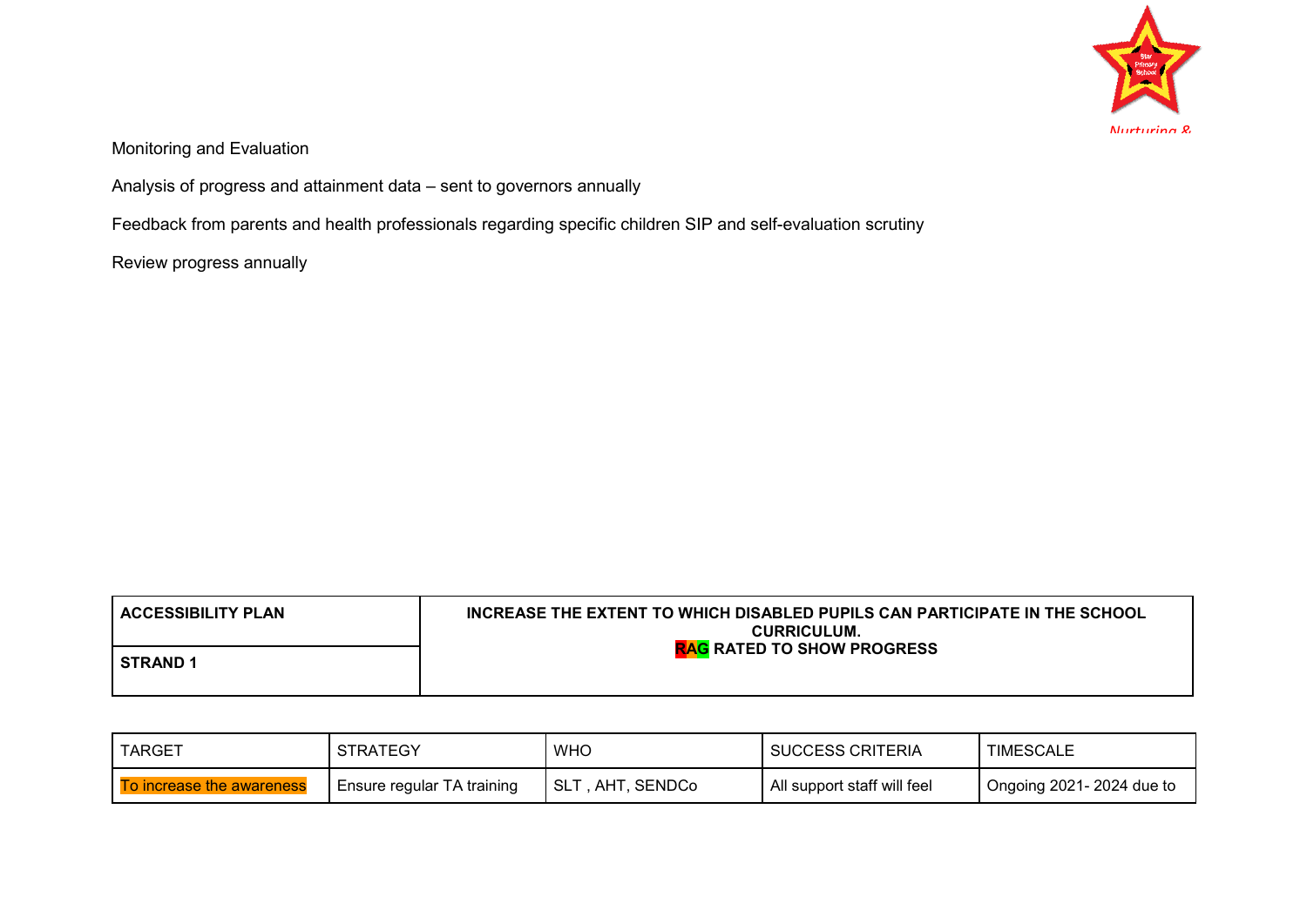Monitoring and Evaluation

Analysis of progress and attainment data – sent to governors annually

Feedback from parents and health professionals regarding specific children SIP and self-evaluation scrutiny

Review progress annually

| **ACCESSIBILITY PLAN** | **INCREASE THE EXTENT TO WHICH DISABLED PUPILS CAN PARTICIPATE IN THE SCHOOL CURRICULUM. RAG RATED TO SHOW PROGRESS** |
|---|---|
| **STRAND 1** | |

| TARGET | STRATEGY | WHO | SUCCESS CRITERIA | TIMESCALE |
|---|---|---|---|---|
| To increase the awareness | Ensure regular TA training | SLT , AHT, SENDCo | All support staff will feel | Ongoing 2021- 2024 due to |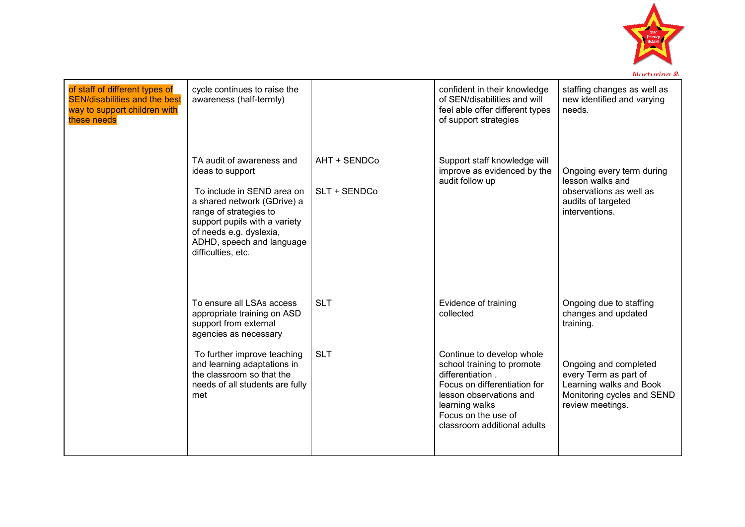| | | | | |
|---|---|---|---|---|
| of staff of different types of SEN/disabilities and the best way to support children with these needs | cycle continues to raise the awareness (half-termly) | | confident in their knowledge of SEN/disabilities and will feel able offer different types of support strategies | staffing changes as well as new identified and varying needs. |
| | TA audit of awareness and ideas to support | AHT + SENDCo | Support staff knowledge will improve as evidenced by the audit follow up | Ongoing every term during lesson walks and observations as well as audits of targeted interventions. |
| | To include in SEND area on a shared network (GDrive) a range of strategies to support pupils with a variety of needs e.g. dyslexia, ADHD, speech and language difficulties, etc. | SLT + SENDCo | | |
| | To ensure all LSAs access appropriate training on ASD support from external agencies as necessary | SLT | Evidence of training collected | Ongoing due to staffing changes and updated training. |
| | To further improve teaching and learning adaptations in the classroom so that the needs of all students are fully met | SLT | Continue to develop whole school training to promote differentiation .<br>Focus on differentiation for lesson observations and learning walks<br>Focus on the use of classroom additional adults | Ongoing and completed every Term as part of Learning walks and Book Monitoring cycles and SEND review meetings. |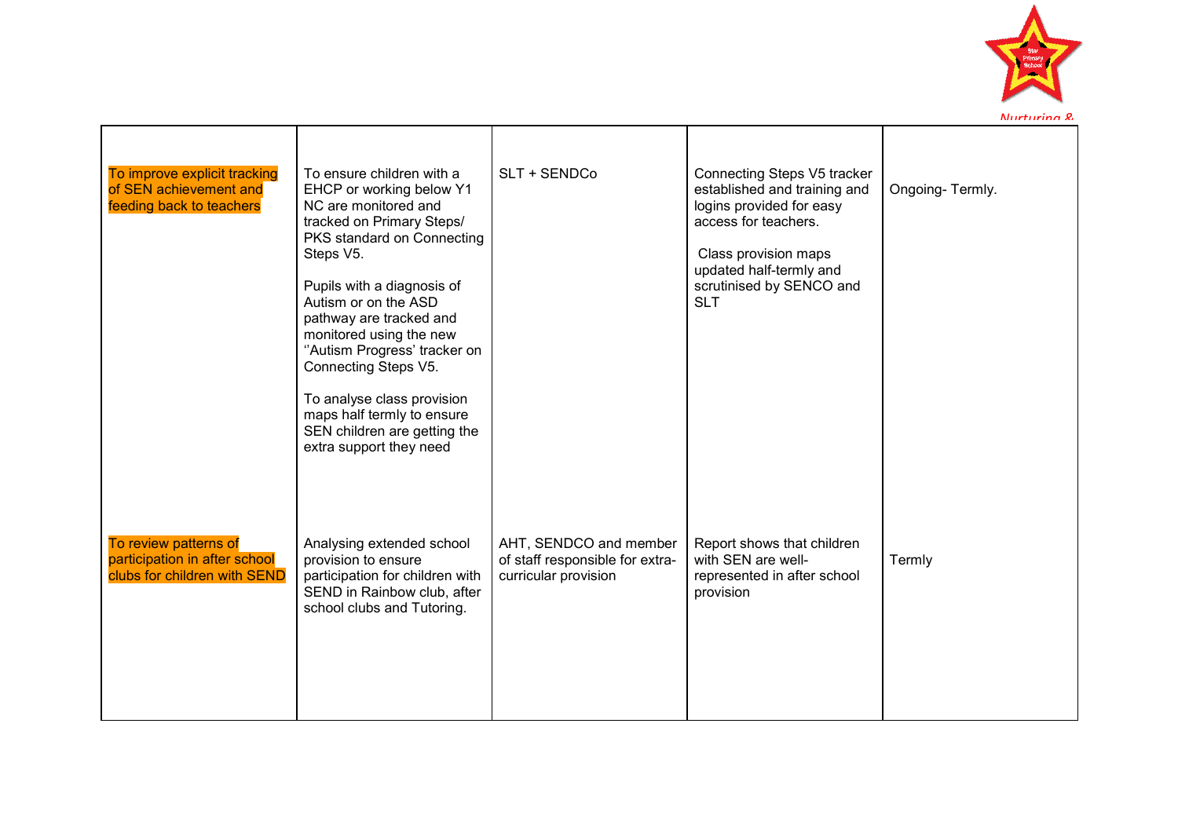| | | | | |
|---|---|---|---|---|
| To improve explicit tracking of SEN achievement and feeding back to teachers | To ensure children with a EHCP or working below Y1 NC are monitored and tracked on Primary Steps/ PKS standard on Connecting Steps V5.<br><br>Pupils with a diagnosis of Autism or on the ASD pathway are tracked and monitored using the new ''Autism Progress' tracker on Connecting Steps V5.<br><br>To analyse class provision maps half termly to ensure SEN children are getting the extra support they need | SLT + SENDCo | Connecting Steps V5 tracker established and training and logins provided for easy access for teachers.<br><br>Class provision maps updated half-termly and scrutinised by SENCO and SLT | Ongoing- Termly. |
| To review patterns of participation in after school clubs for children with SEND | Analysing extended school provision to ensure participation for children with SEND in Rainbow club, after school clubs and Tutoring. | AHT, SENDCO and member of staff responsible for extra-curricular provision | Report shows that children with SEN are well-represented in after school provision | Termly |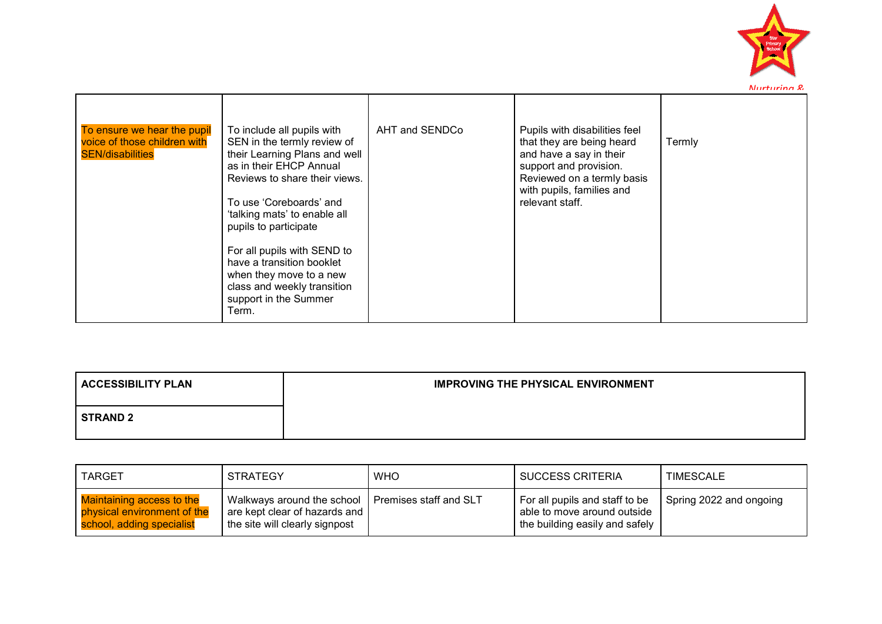| | | | | |
|---|---|---|---|---|
| To ensure we hear the pupil voice of those children with SEN/disabilities | To include all pupils with SEN in the termly review of their Learning Plans and well as in their EHCP Annual Reviews to share their views.<br><br>To use 'Coreboards' and 'talking mats' to enable all pupils to participate<br><br>For all pupils with SEND to have a transition booklet when they move to a new class and weekly transition support in the Summer Term. | AHT and SENDCo | Pupils with disabilities feel that they are being heard and have a say in their support and provision. Reviewed on a termly basis with pupils, families and relevant staff. | Termly |

| **ACCESSIBILITY PLAN** | **IMPROVING THE PHYSICAL ENVIRONMENT** |
|---|---|
| **STRAND 2** | |

| TARGET | STRATEGY | WHO | SUCCESS CRITERIA | TIMESCALE |
|---|---|---|---|---|
| Maintaining access to the physical environment of the school, adding specialist | Walkways around the school are kept clear of hazards and the site will clearly signpost | Premises staff and SLT | For all pupils and staff to be able to move around outside the building easily and safely | Spring 2022 and ongoing |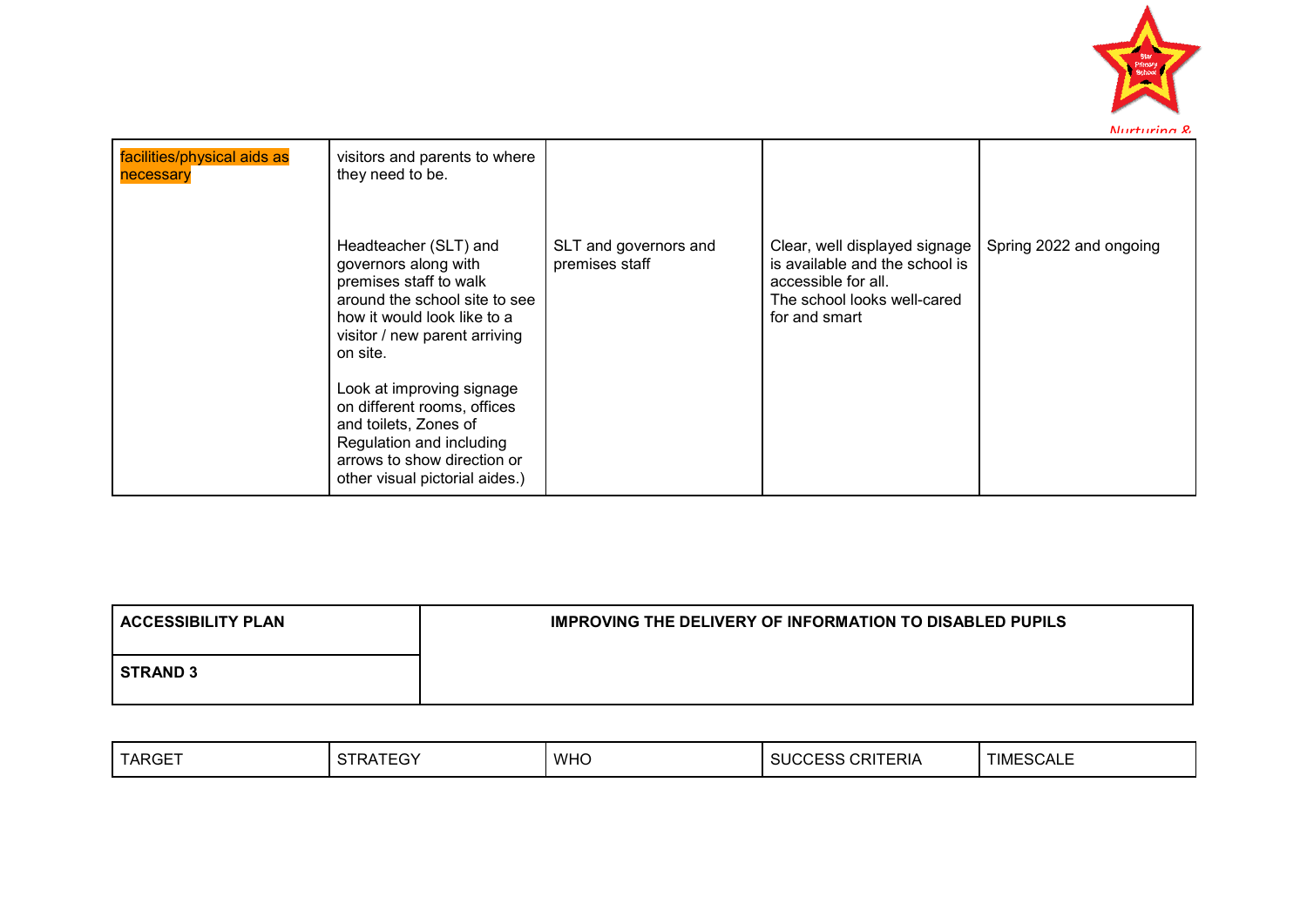| | | | | |
|---|---|---|---|---|
| facilities/physical aids as necessary | visitors and parents to where they need to be. | | | |
| | Headteacher (SLT) and governors along with premises staff to walk around the school site to see how it would look like to a visitor / new parent arriving on site.<br><br>Look at improving signage on different rooms, offices and toilets, Zones of Regulation and including arrows to show direction or other visual pictorial aides.) | SLT and governors and premises staff | Clear, well displayed signage is available and the school is accessible for all.<br>The school looks well-cared for and smart | Spring 2022 and ongoing |

| **ACCESSIBILITY PLAN** | **IMPROVING THE DELIVERY OF INFORMATION TO DISABLED PUPILS** |
|---|---|
| **STRAND 3** | |

| TARGET | STRATEGY | WHO | SUCCESS CRITERIA | TIMESCALE |
|---|---|---|---|---|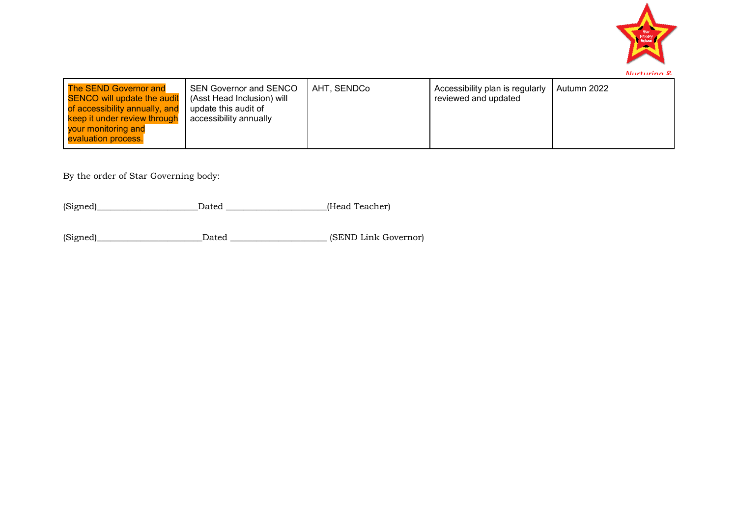| | | | | |
|---|---|---|---|---|
| The SEND Governor and SENCO will update the audit of accessibility annually, and keep it under review through your monitoring and evaluation process. | SEN Governor and SENCO (Asst Head Inclusion) will update this audit of accessibility annually | AHT, SENDCo | Accessibility plan is regularly reviewed and updated | Autumn 2022 |

By the order of Star Governing body:

(Signed)______________________Dated ______________________(Head Teacher)

(Signed)_______________________Dated _____________________ (SEND Link Governor)